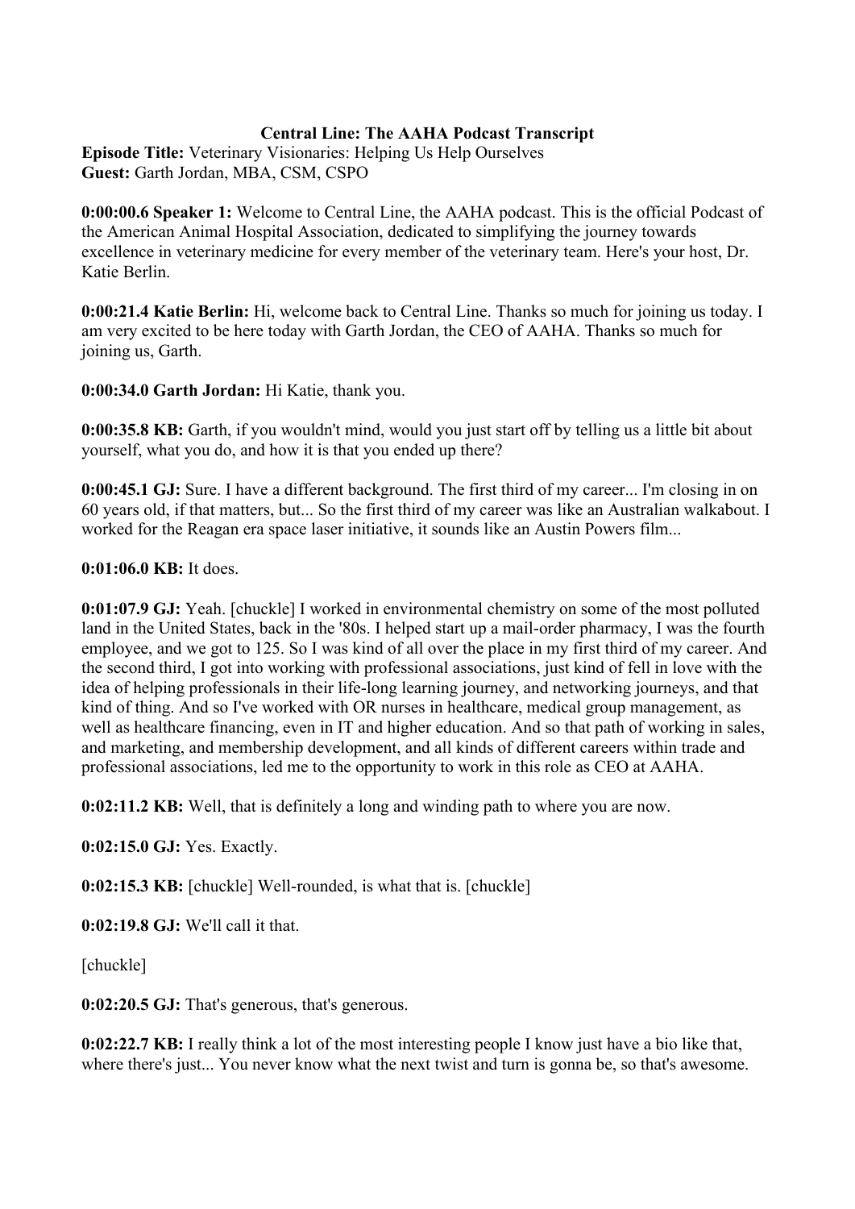**Central Line: The AAHA Podcast Transcript**

**Episode Title:** Veterinary Visionaries: Helping Us Help Ourselves

**Guest:** Garth Jordan, MBA, CSM, CSPO

**0:00:00.6 Speaker 1:** Welcome to Central Line, the AAHA podcast. This is the official Podcast of the American Animal Hospital Association, dedicated to simplifying the journey towards excellence in veterinary medicine for every member of the veterinary team. Here's your host, Dr. Katie Berlin.

**0:00:21.4 Katie Berlin:** Hi, welcome back to Central Line. Thanks so much for joining us today. I am very excited to be here today with Garth Jordan, the CEO of AAHA. Thanks so much for joining us, Garth.

**0:00:34.0 Garth Jordan:** Hi Katie, thank you.

**0:00:35.8 KB:** Garth, if you wouldn't mind, would you just start off by telling us a little bit about yourself, what you do, and how it is that you ended up there?

**0:00:45.1 GJ:** Sure. I have a different background. The first third of my career... I'm closing in on 60 years old, if that matters, but... So the first third of my career was like an Australian walkabout. I worked for the Reagan era space laser initiative, it sounds like an Austin Powers film...

**0:01:06.0 KB:** It does.

**0:01:07.9 GJ:** Yeah. [chuckle] I worked in environmental chemistry on some of the most polluted land in the United States, back in the '80s. I helped start up a mail-order pharmacy, I was the fourth employee, and we got to 125. So I was kind of all over the place in my first third of my career. And the second third, I got into working with professional associations, just kind of fell in love with the idea of helping professionals in their life-long learning journey, and networking journeys, and that kind of thing. And so I've worked with OR nurses in healthcare, medical group management, as well as healthcare financing, even in IT and higher education. And so that path of working in sales, and marketing, and membership development, and all kinds of different careers within trade and professional associations, led me to the opportunity to work in this role as CEO at AAHA.

**0:02:11.2 KB:** Well, that is definitely a long and winding path to where you are now.

**0:02:15.0 GJ:** Yes. Exactly.

**0:02:15.3 KB:** [chuckle] Well-rounded, is what that is. [chuckle]

**0:02:19.8 GJ:** We'll call it that.

[chuckle]

**0:02:20.5 GJ:** That's generous, that's generous.

**0:02:22.7 KB:** I really think a lot of the most interesting people I know just have a bio like that, where there's just... You never know what the next twist and turn is gonna be, so that's awesome.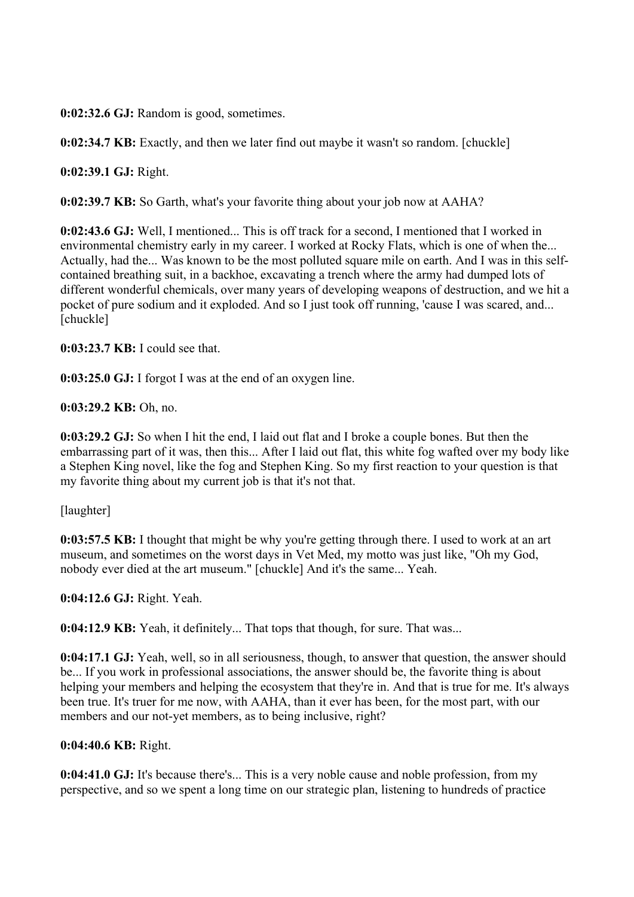**0:02:32.6 GJ:** Random is good, sometimes.

**0:02:34.7 KB:** Exactly, and then we later find out maybe it wasn't so random. [chuckle]

**0:02:39.1 GJ:** Right.

**0:02:39.7 KB:** So Garth, what's your favorite thing about your job now at AAHA?

**0:02:43.6 GJ:** Well, I mentioned... This is off track for a second, I mentioned that I worked in environmental chemistry early in my career. I worked at Rocky Flats, which is one of when the... Actually, had the... Was known to be the most polluted square mile on earth. And I was in this self-contained breathing suit, in a backhoe, excavating a trench where the army had dumped lots of different wonderful chemicals, over many years of developing weapons of destruction, and we hit a pocket of pure sodium and it exploded. And so I just took off running, 'cause I was scared, and... [chuckle]

**0:03:23.7 KB:** I could see that.

**0:03:25.0 GJ:** I forgot I was at the end of an oxygen line.

**0:03:29.2 KB:** Oh, no.

**0:03:29.2 GJ:** So when I hit the end, I laid out flat and I broke a couple bones. But then the embarrassing part of it was, then this... After I laid out flat, this white fog wafted over my body like a Stephen King novel, like the fog and Stephen King. So my first reaction to your question is that my favorite thing about my current job is that it's not that.

[laughter]

**0:03:57.5 KB:** I thought that might be why you're getting through there. I used to work at an art museum, and sometimes on the worst days in Vet Med, my motto was just like, "Oh my God, nobody ever died at the art museum." [chuckle] And it's the same... Yeah.

**0:04:12.6 GJ:** Right. Yeah.

**0:04:12.9 KB:** Yeah, it definitely... That tops that though, for sure. That was...

**0:04:17.1 GJ:** Yeah, well, so in all seriousness, though, to answer that question, the answer should be... If you work in professional associations, the answer should be, the favorite thing is about helping your members and helping the ecosystem that they're in. And that is true for me. It's always been true. It's truer for me now, with AAHA, than it ever has been, for the most part, with our members and our not-yet members, as to being inclusive, right?

**0:04:40.6 KB:** Right.

**0:04:41.0 GJ:** It's because there's... This is a very noble cause and noble profession, from my perspective, and so we spent a long time on our strategic plan, listening to hundreds of practice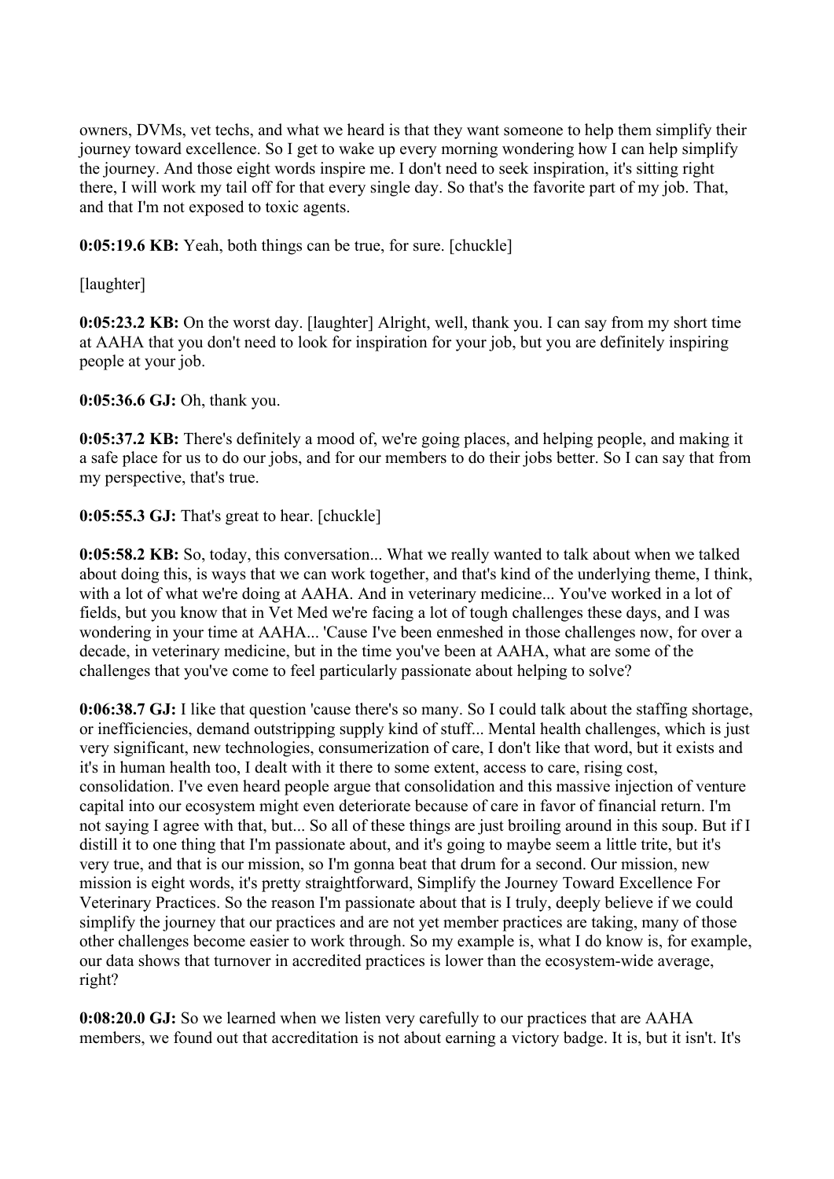owners, DVMs, vet techs, and what we heard is that they want someone to help them simplify their journey toward excellence. So I get to wake up every morning wondering how I can help simplify the journey. And those eight words inspire me. I don't need to seek inspiration, it's sitting right there, I will work my tail off for that every single day. So that's the favorite part of my job. That, and that I'm not exposed to toxic agents.

**0:05:19.6 KB:** Yeah, both things can be true, for sure. [chuckle]

[laughter]

**0:05:23.2 KB:** On the worst day. [laughter] Alright, well, thank you. I can say from my short time at AAHA that you don't need to look for inspiration for your job, but you are definitely inspiring people at your job.

**0:05:36.6 GJ:** Oh, thank you.

**0:05:37.2 KB:** There's definitely a mood of, we're going places, and helping people, and making it a safe place for us to do our jobs, and for our members to do their jobs better. So I can say that from my perspective, that's true.

**0:05:55.3 GJ:** That's great to hear. [chuckle]

**0:05:58.2 KB:** So, today, this conversation... What we really wanted to talk about when we talked about doing this, is ways that we can work together, and that's kind of the underlying theme, I think, with a lot of what we're doing at AAHA. And in veterinary medicine... You've worked in a lot of fields, but you know that in Vet Med we're facing a lot of tough challenges these days, and I was wondering in your time at AAHA... 'Cause I've been enmeshed in those challenges now, for over a decade, in veterinary medicine, but in the time you've been at AAHA, what are some of the challenges that you've come to feel particularly passionate about helping to solve?

**0:06:38.7 GJ:** I like that question 'cause there's so many. So I could talk about the staffing shortage, or inefficiencies, demand outstripping supply kind of stuff... Mental health challenges, which is just very significant, new technologies, consumerization of care, I don't like that word, but it exists and it's in human health too, I dealt with it there to some extent, access to care, rising cost, consolidation. I've even heard people argue that consolidation and this massive injection of venture capital into our ecosystem might even deteriorate because of care in favor of financial return. I'm not saying I agree with that, but... So all of these things are just broiling around in this soup. But if I distill it to one thing that I'm passionate about, and it's going to maybe seem a little trite, but it's very true, and that is our mission, so I'm gonna beat that drum for a second. Our mission, new mission is eight words, it's pretty straightforward, Simplify the Journey Toward Excellence For Veterinary Practices. So the reason I'm passionate about that is I truly, deeply believe if we could simplify the journey that our practices and are not yet member practices are taking, many of those other challenges become easier to work through. So my example is, what I do know is, for example, our data shows that turnover in accredited practices is lower than the ecosystem-wide average, right?

**0:08:20.0 GJ:** So we learned when we listen very carefully to our practices that are AAHA members, we found out that accreditation is not about earning a victory badge. It is, but it isn't. It's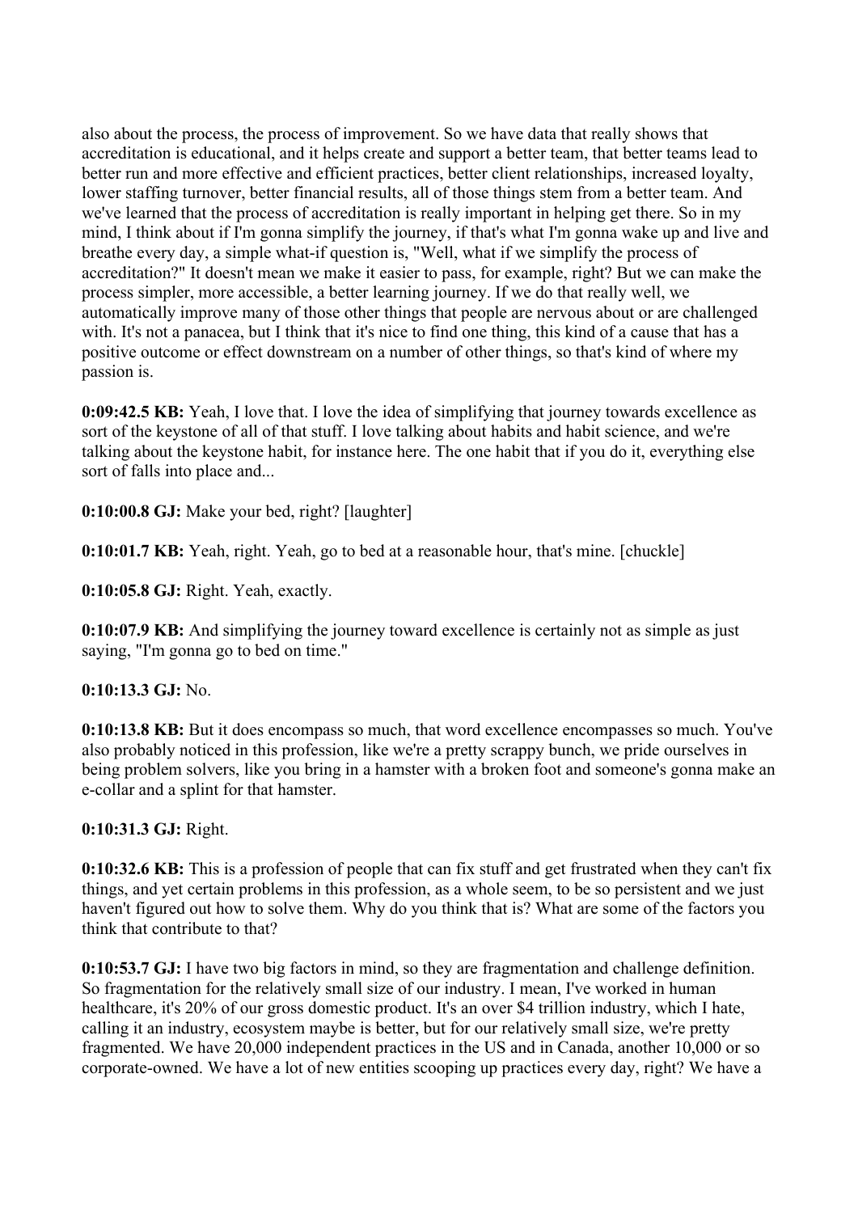also about the process, the process of improvement. So we have data that really shows that accreditation is educational, and it helps create and support a better team, that better teams lead to better run and more effective and efficient practices, better client relationships, increased loyalty, lower staffing turnover, better financial results, all of those things stem from a better team. And we've learned that the process of accreditation is really important in helping get there. So in my mind, I think about if I'm gonna simplify the journey, if that's what I'm gonna wake up and live and breathe every day, a simple what-if question is, "Well, what if we simplify the process of accreditation?" It doesn't mean we make it easier to pass, for example, right? But we can make the process simpler, more accessible, a better learning journey. If we do that really well, we automatically improve many of those other things that people are nervous about or are challenged with. It's not a panacea, but I think that it's nice to find one thing, this kind of a cause that has a positive outcome or effect downstream on a number of other things, so that's kind of where my passion is.

**0:09:42.5 KB:** Yeah, I love that. I love the idea of simplifying that journey towards excellence as sort of the keystone of all of that stuff. I love talking about habits and habit science, and we're talking about the keystone habit, for instance here. The one habit that if you do it, everything else sort of falls into place and...

**0:10:00.8 GJ:** Make your bed, right? [laughter]

**0:10:01.7 KB:** Yeah, right. Yeah, go to bed at a reasonable hour, that's mine. [chuckle]

**0:10:05.8 GJ:** Right. Yeah, exactly.

**0:10:07.9 KB:** And simplifying the journey toward excellence is certainly not as simple as just saying, "I'm gonna go to bed on time."

**0:10:13.3 GJ:** No.

**0:10:13.8 KB:** But it does encompass so much, that word excellence encompasses so much. You've also probably noticed in this profession, like we're a pretty scrappy bunch, we pride ourselves in being problem solvers, like you bring in a hamster with a broken foot and someone's gonna make an e-collar and a splint for that hamster.

**0:10:31.3 GJ:** Right.

**0:10:32.6 KB:** This is a profession of people that can fix stuff and get frustrated when they can't fix things, and yet certain problems in this profession, as a whole seem, to be so persistent and we just haven't figured out how to solve them. Why do you think that is? What are some of the factors you think that contribute to that?

**0:10:53.7 GJ:** I have two big factors in mind, so they are fragmentation and challenge definition. So fragmentation for the relatively small size of our industry. I mean, I've worked in human healthcare, it's 20% of our gross domestic product. It's an over $4 trillion industry, which I hate, calling it an industry, ecosystem maybe is better, but for our relatively small size, we're pretty fragmented. We have 20,000 independent practices in the US and in Canada, another 10,000 or so corporate-owned. We have a lot of new entities scooping up practices every day, right? We have a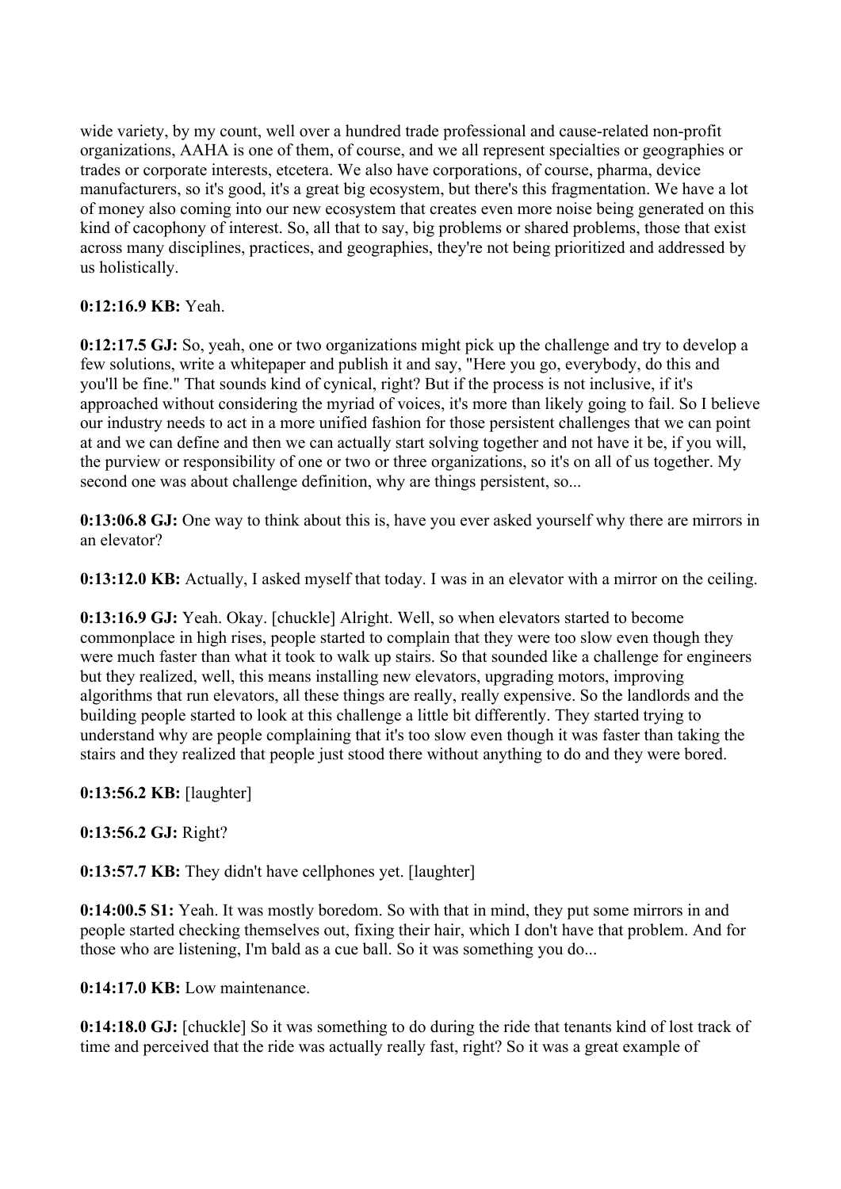wide variety, by my count, well over a hundred trade professional and cause-related non-profit organizations, AAHA is one of them, of course, and we all represent specialties or geographies or trades or corporate interests, etcetera. We also have corporations, of course, pharma, device manufacturers, so it's good, it's a great big ecosystem, but there's this fragmentation. We have a lot of money also coming into our new ecosystem that creates even more noise being generated on this kind of cacophony of interest. So, all that to say, big problems or shared problems, those that exist across many disciplines, practices, and geographies, they're not being prioritized and addressed by us holistically.

**0:12:16.9 KB:** Yeah.

**0:12:17.5 GJ:** So, yeah, one or two organizations might pick up the challenge and try to develop a few solutions, write a whitepaper and publish it and say, "Here you go, everybody, do this and you'll be fine." That sounds kind of cynical, right? But if the process is not inclusive, if it's approached without considering the myriad of voices, it's more than likely going to fail. So I believe our industry needs to act in a more unified fashion for those persistent challenges that we can point at and we can define and then we can actually start solving together and not have it be, if you will, the purview or responsibility of one or two or three organizations, so it's on all of us together. My second one was about challenge definition, why are things persistent, so...

**0:13:06.8 GJ:** One way to think about this is, have you ever asked yourself why there are mirrors in an elevator?

**0:13:12.0 KB:** Actually, I asked myself that today. I was in an elevator with a mirror on the ceiling.

**0:13:16.9 GJ:** Yeah. Okay. [chuckle] Alright. Well, so when elevators started to become commonplace in high rises, people started to complain that they were too slow even though they were much faster than what it took to walk up stairs. So that sounded like a challenge for engineers but they realized, well, this means installing new elevators, upgrading motors, improving algorithms that run elevators, all these things are really, really expensive. So the landlords and the building people started to look at this challenge a little bit differently. They started trying to understand why are people complaining that it's too slow even though it was faster than taking the stairs and they realized that people just stood there without anything to do and they were bored.

**0:13:56.2 KB:** [laughter]

**0:13:56.2 GJ:** Right?

**0:13:57.7 KB:** They didn't have cellphones yet. [laughter]

**0:14:00.5 S1:** Yeah. It was mostly boredom. So with that in mind, they put some mirrors in and people started checking themselves out, fixing their hair, which I don't have that problem. And for those who are listening, I'm bald as a cue ball. So it was something you do...

**0:14:17.0 KB:** Low maintenance.

**0:14:18.0 GJ:** [chuckle] So it was something to do during the ride that tenants kind of lost track of time and perceived that the ride was actually really fast, right? So it was a great example of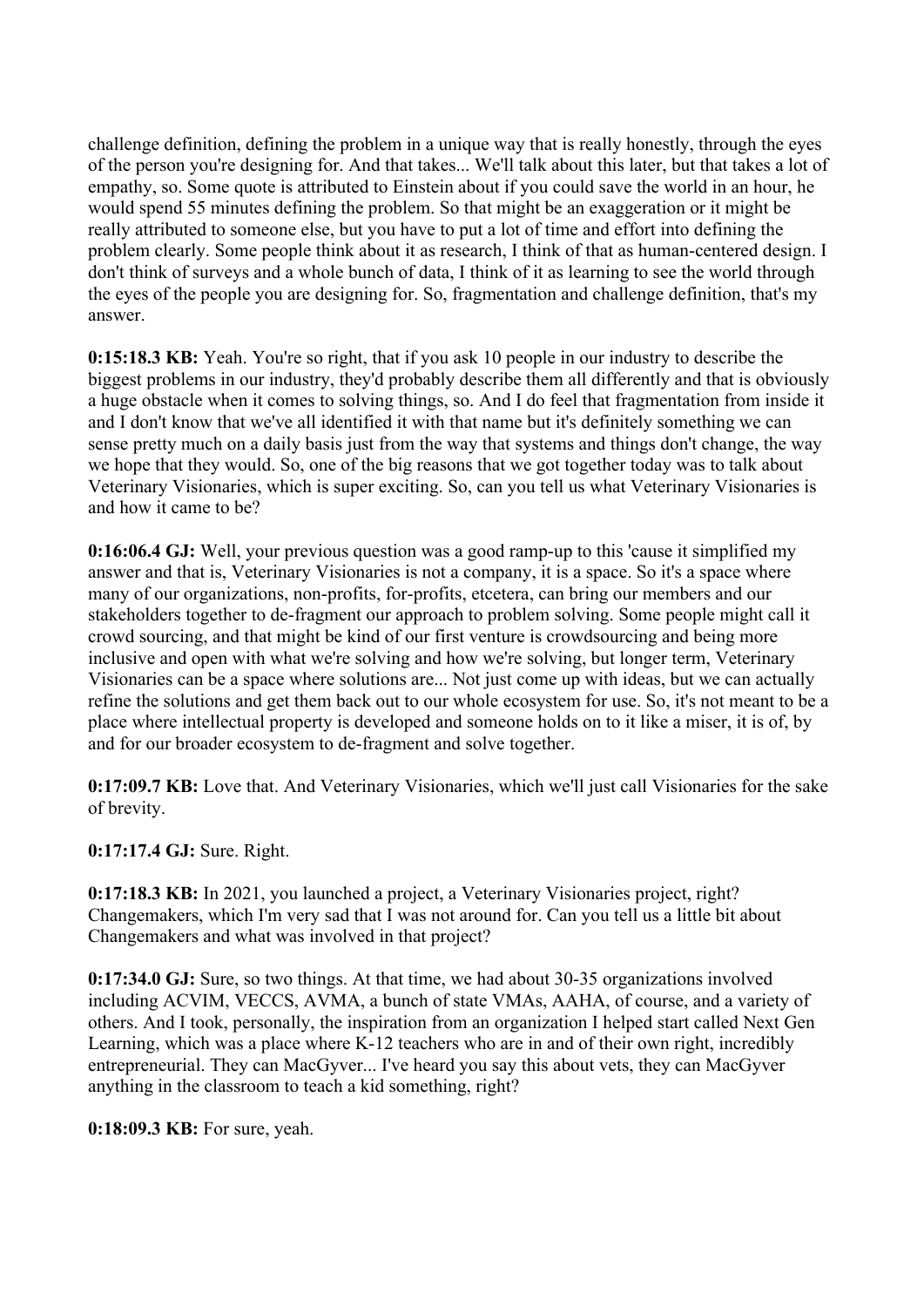challenge definition, defining the problem in a unique way that is really honestly, through the eyes of the person you're designing for. And that takes... We'll talk about this later, but that takes a lot of empathy, so. Some quote is attributed to Einstein about if you could save the world in an hour, he would spend 55 minutes defining the problem. So that might be an exaggeration or it might be really attributed to someone else, but you have to put a lot of time and effort into defining the problem clearly. Some people think about it as research, I think of that as human-centered design. I don't think of surveys and a whole bunch of data, I think of it as learning to see the world through the eyes of the people you are designing for. So, fragmentation and challenge definition, that's my answer.

**0:15:18.3 KB:** Yeah. You're so right, that if you ask 10 people in our industry to describe the biggest problems in our industry, they'd probably describe them all differently and that is obviously a huge obstacle when it comes to solving things, so. And I do feel that fragmentation from inside it and I don't know that we've all identified it with that name but it's definitely something we can sense pretty much on a daily basis just from the way that systems and things don't change, the way we hope that they would. So, one of the big reasons that we got together today was to talk about Veterinary Visionaries, which is super exciting. So, can you tell us what Veterinary Visionaries is and how it came to be?

**0:16:06.4 GJ:** Well, your previous question was a good ramp-up to this 'cause it simplified my answer and that is, Veterinary Visionaries is not a company, it is a space. So it's a space where many of our organizations, non-profits, for-profits, etcetera, can bring our members and our stakeholders together to de-fragment our approach to problem solving. Some people might call it crowd sourcing, and that might be kind of our first venture is crowdsourcing and being more inclusive and open with what we're solving and how we're solving, but longer term, Veterinary Visionaries can be a space where solutions are... Not just come up with ideas, but we can actually refine the solutions and get them back out to our whole ecosystem for use. So, it's not meant to be a place where intellectual property is developed and someone holds on to it like a miser, it is of, by and for our broader ecosystem to de-fragment and solve together.

**0:17:09.7 KB:** Love that. And Veterinary Visionaries, which we'll just call Visionaries for the sake of brevity.

**0:17:17.4 GJ:** Sure. Right.

**0:17:18.3 KB:** In 2021, you launched a project, a Veterinary Visionaries project, right? Changemakers, which I'm very sad that I was not around for. Can you tell us a little bit about Changemakers and what was involved in that project?

**0:17:34.0 GJ:** Sure, so two things. At that time, we had about 30-35 organizations involved including ACVIM, VECCS, AVMA, a bunch of state VMAs, AAHA, of course, and a variety of others. And I took, personally, the inspiration from an organization I helped start called Next Gen Learning, which was a place where K-12 teachers who are in and of their own right, incredibly entrepreneurial. They can MacGyver... I've heard you say this about vets, they can MacGyver anything in the classroom to teach a kid something, right?

**0:18:09.3 KB:** For sure, yeah.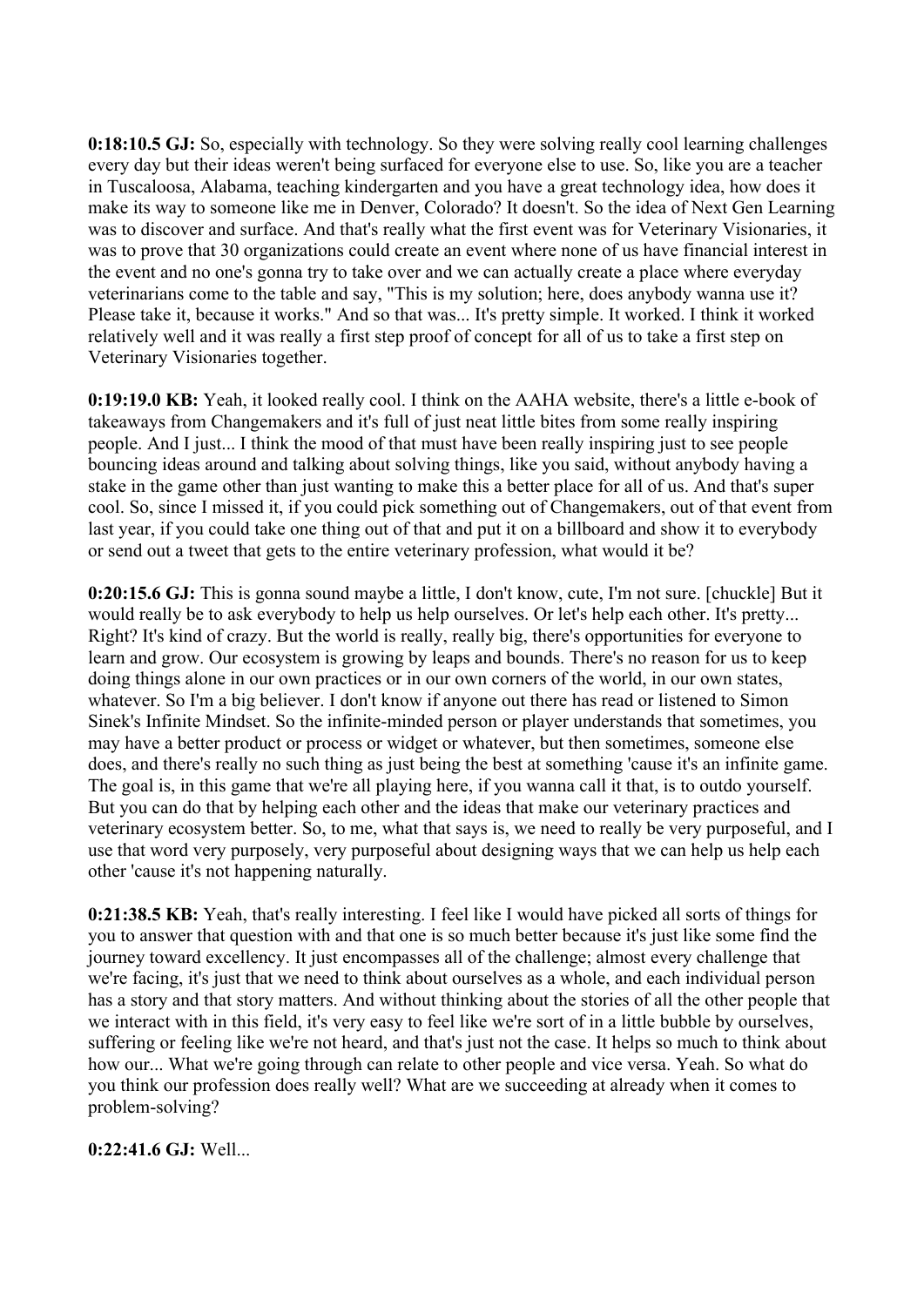**0:18:10.5 GJ:** So, especially with technology. So they were solving really cool learning challenges every day but their ideas weren't being surfaced for everyone else to use. So, like you are a teacher in Tuscaloosa, Alabama, teaching kindergarten and you have a great technology idea, how does it make its way to someone like me in Denver, Colorado? It doesn't. So the idea of Next Gen Learning was to discover and surface. And that's really what the first event was for Veterinary Visionaries, it was to prove that 30 organizations could create an event where none of us have financial interest in the event and no one's gonna try to take over and we can actually create a place where everyday veterinarians come to the table and say, "This is my solution; here, does anybody wanna use it? Please take it, because it works." And so that was... It's pretty simple. It worked. I think it worked relatively well and it was really a first step proof of concept for all of us to take a first step on Veterinary Visionaries together.

**0:19:19.0 KB:** Yeah, it looked really cool. I think on the AAHA website, there's a little e-book of takeaways from Changemakers and it's full of just neat little bites from some really inspiring people. And I just... I think the mood of that must have been really inspiring just to see people bouncing ideas around and talking about solving things, like you said, without anybody having a stake in the game other than just wanting to make this a better place for all of us. And that's super cool. So, since I missed it, if you could pick something out of Changemakers, out of that event from last year, if you could take one thing out of that and put it on a billboard and show it to everybody or send out a tweet that gets to the entire veterinary profession, what would it be?

**0:20:15.6 GJ:** This is gonna sound maybe a little, I don't know, cute, I'm not sure. [chuckle] But it would really be to ask everybody to help us help ourselves. Or let's help each other. It's pretty... Right? It's kind of crazy. But the world is really, really big, there's opportunities for everyone to learn and grow. Our ecosystem is growing by leaps and bounds. There's no reason for us to keep doing things alone in our own practices or in our own corners of the world, in our own states, whatever. So I'm a big believer. I don't know if anyone out there has read or listened to Simon Sinek's Infinite Mindset. So the infinite-minded person or player understands that sometimes, you may have a better product or process or widget or whatever, but then sometimes, someone else does, and there's really no such thing as just being the best at something 'cause it's an infinite game. The goal is, in this game that we're all playing here, if you wanna call it that, is to outdo yourself. But you can do that by helping each other and the ideas that make our veterinary practices and veterinary ecosystem better. So, to me, what that says is, we need to really be very purposeful, and I use that word very purposely, very purposeful about designing ways that we can help us help each other 'cause it's not happening naturally.

**0:21:38.5 KB:** Yeah, that's really interesting. I feel like I would have picked all sorts of things for you to answer that question with and that one is so much better because it's just like some find the journey toward excellency. It just encompasses all of the challenge; almost every challenge that we're facing, it's just that we need to think about ourselves as a whole, and each individual person has a story and that story matters. And without thinking about the stories of all the other people that we interact with in this field, it's very easy to feel like we're sort of in a little bubble by ourselves, suffering or feeling like we're not heard, and that's just not the case. It helps so much to think about how our... What we're going through can relate to other people and vice versa. Yeah. So what do you think our profession does really well? What are we succeeding at already when it comes to problem-solving?

**0:22:41.6 GJ:** Well...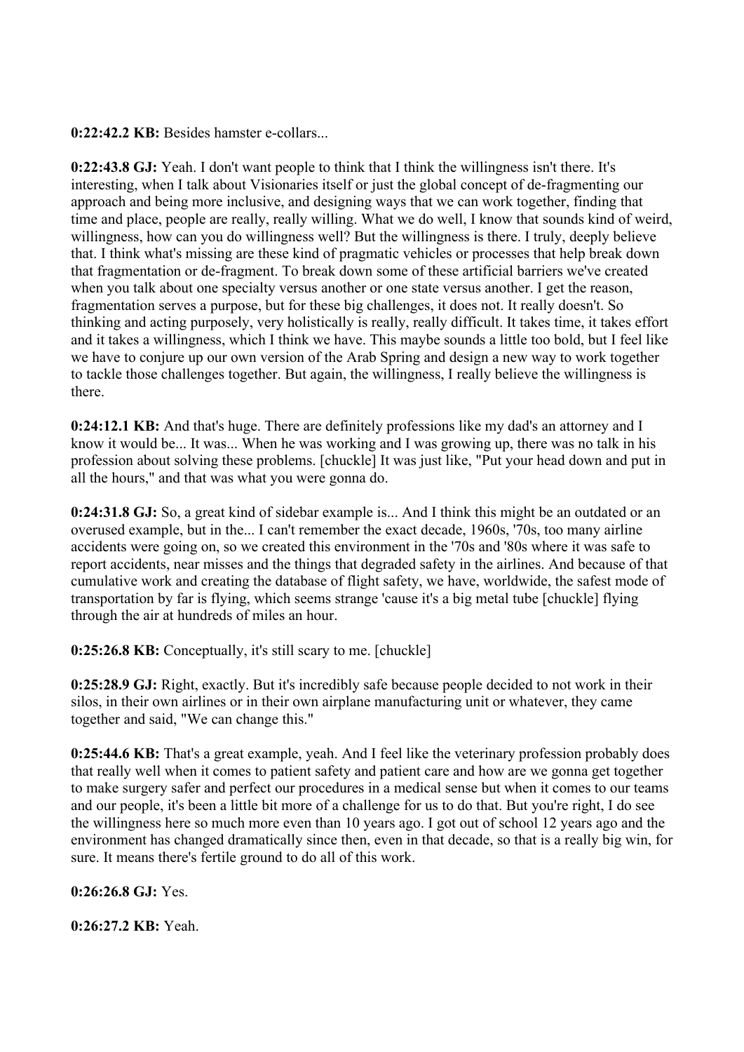**0:22:42.2 KB:** Besides hamster e-collars...

**0:22:43.8 GJ:** Yeah. I don't want people to think that I think the willingness isn't there. It's interesting, when I talk about Visionaries itself or just the global concept of de-fragmenting our approach and being more inclusive, and designing ways that we can work together, finding that time and place, people are really, really willing. What we do well, I know that sounds kind of weird, willingness, how can you do willingness well? But the willingness is there. I truly, deeply believe that. I think what's missing are these kind of pragmatic vehicles or processes that help break down that fragmentation or de-fragment. To break down some of these artificial barriers we've created when you talk about one specialty versus another or one state versus another. I get the reason, fragmentation serves a purpose, but for these big challenges, it does not. It really doesn't. So thinking and acting purposely, very holistically is really, really difficult. It takes time, it takes effort and it takes a willingness, which I think we have. This maybe sounds a little too bold, but I feel like we have to conjure up our own version of the Arab Spring and design a new way to work together to tackle those challenges together. But again, the willingness, I really believe the willingness is there.

**0:24:12.1 KB:** And that's huge. There are definitely professions like my dad's an attorney and I know it would be... It was... When he was working and I was growing up, there was no talk in his profession about solving these problems. [chuckle] It was just like, "Put your head down and put in all the hours," and that was what you were gonna do.

**0:24:31.8 GJ:** So, a great kind of sidebar example is... And I think this might be an outdated or an overused example, but in the... I can't remember the exact decade, 1960s, '70s, too many airline accidents were going on, so we created this environment in the '70s and '80s where it was safe to report accidents, near misses and the things that degraded safety in the airlines. And because of that cumulative work and creating the database of flight safety, we have, worldwide, the safest mode of transportation by far is flying, which seems strange 'cause it's a big metal tube [chuckle] flying through the air at hundreds of miles an hour.

**0:25:26.8 KB:** Conceptually, it's still scary to me. [chuckle]

**0:25:28.9 GJ:** Right, exactly. But it's incredibly safe because people decided to not work in their silos, in their own airlines or in their own airplane manufacturing unit or whatever, they came together and said, "We can change this."

**0:25:44.6 KB:** That's a great example, yeah. And I feel like the veterinary profession probably does that really well when it comes to patient safety and patient care and how are we gonna get together to make surgery safer and perfect our procedures in a medical sense but when it comes to our teams and our people, it's been a little bit more of a challenge for us to do that. But you're right, I do see the willingness here so much more even than 10 years ago. I got out of school 12 years ago and the environment has changed dramatically since then, even in that decade, so that is a really big win, for sure. It means there's fertile ground to do all of this work.

**0:26:26.8 GJ:** Yes.

**0:26:27.2 KB:** Yeah.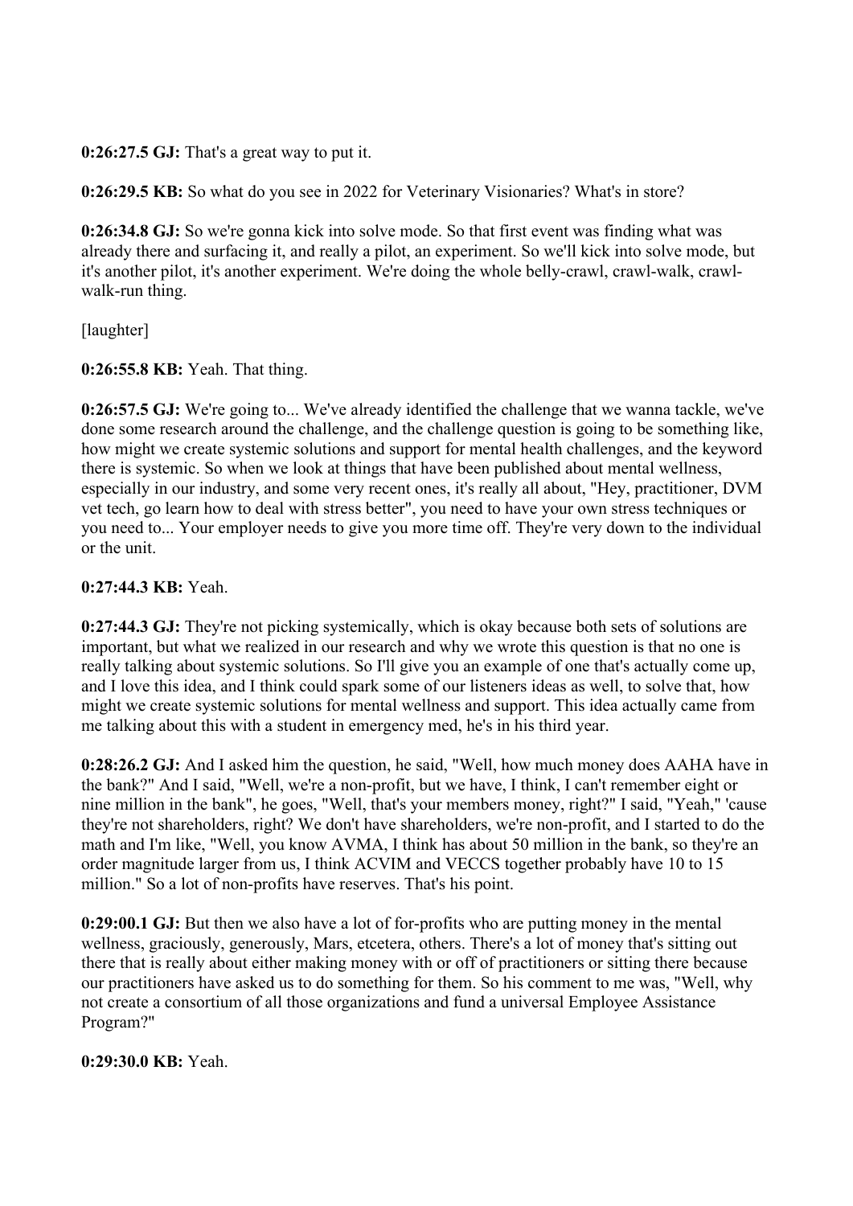**0:26:27.5 GJ:** That's a great way to put it.

**0:26:29.5 KB:** So what do you see in 2022 for Veterinary Visionaries? What's in store?

**0:26:34.8 GJ:** So we're gonna kick into solve mode. So that first event was finding what was already there and surfacing it, and really a pilot, an experiment. So we'll kick into solve mode, but it's another pilot, it's another experiment. We're doing the whole belly-crawl, crawl-walk, crawl-walk-run thing.

[laughter]

**0:26:55.8 KB:** Yeah. That thing.

**0:26:57.5 GJ:** We're going to... We've already identified the challenge that we wanna tackle, we've done some research around the challenge, and the challenge question is going to be something like, how might we create systemic solutions and support for mental health challenges, and the keyword there is systemic. So when we look at things that have been published about mental wellness, especially in our industry, and some very recent ones, it's really all about, "Hey, practitioner, DVM vet tech, go learn how to deal with stress better", you need to have your own stress techniques or you need to... Your employer needs to give you more time off. They're very down to the individual or the unit.

**0:27:44.3 KB:** Yeah.

**0:27:44.3 GJ:** They're not picking systemically, which is okay because both sets of solutions are important, but what we realized in our research and why we wrote this question is that no one is really talking about systemic solutions. So I'll give you an example of one that's actually come up, and I love this idea, and I think could spark some of our listeners ideas as well, to solve that, how might we create systemic solutions for mental wellness and support. This idea actually came from me talking about this with a student in emergency med, he's in his third year.

**0:28:26.2 GJ:** And I asked him the question, he said, "Well, how much money does AAHA have in the bank?" And I said, "Well, we're a non-profit, but we have, I think, I can't remember eight or nine million in the bank", he goes, "Well, that's your members money, right?" I said, "Yeah," 'cause they're not shareholders, right? We don't have shareholders, we're non-profit, and I started to do the math and I'm like, "Well, you know AVMA, I think has about 50 million in the bank, so they're an order magnitude larger from us, I think ACVIM and VECCS together probably have 10 to 15 million." So a lot of non-profits have reserves. That's his point.

**0:29:00.1 GJ:** But then we also have a lot of for-profits who are putting money in the mental wellness, graciously, generously, Mars, etcetera, others. There's a lot of money that's sitting out there that is really about either making money with or off of practitioners or sitting there because our practitioners have asked us to do something for them. So his comment to me was, "Well, why not create a consortium of all those organizations and fund a universal Employee Assistance Program?"

**0:29:30.0 KB:** Yeah.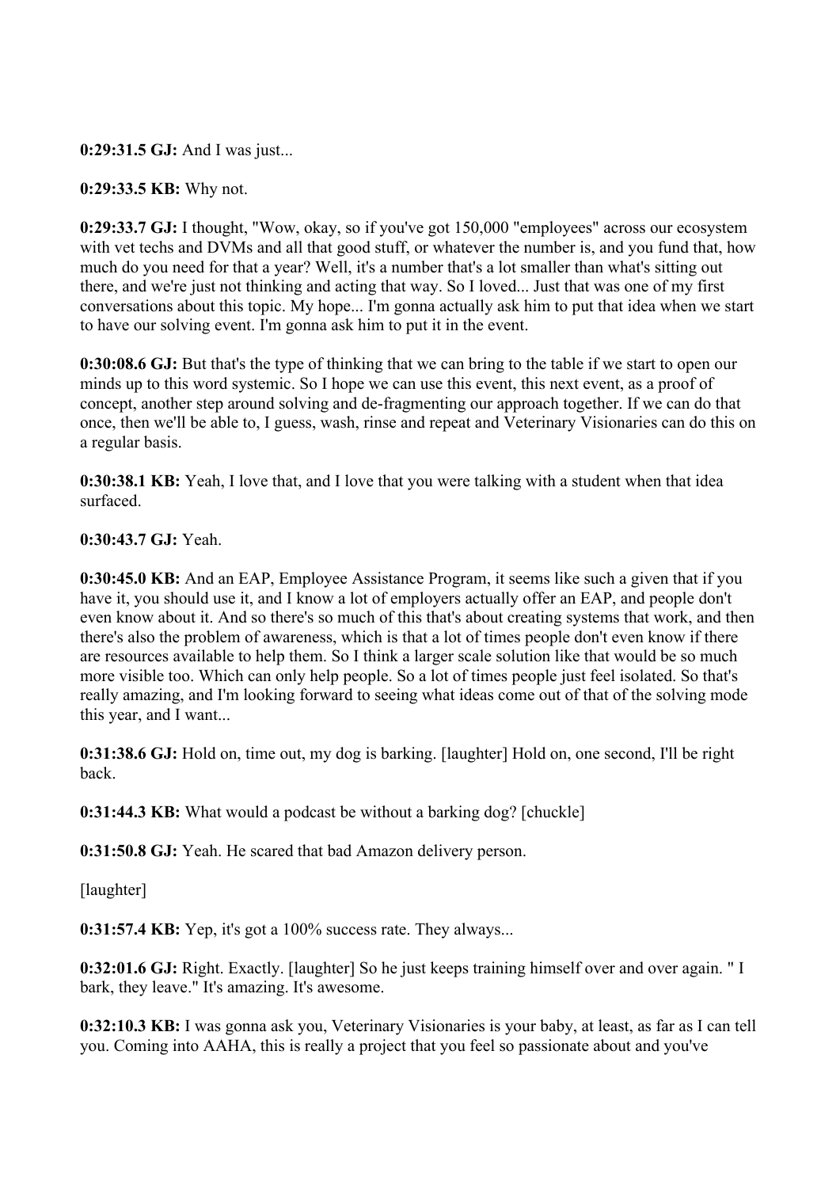**0:29:31.5 GJ:** And I was just...

**0:29:33.5 KB:** Why not.

**0:29:33.7 GJ:** I thought, "Wow, okay, so if you've got 150,000 "employees" across our ecosystem with vet techs and DVMs and all that good stuff, or whatever the number is, and you fund that, how much do you need for that a year? Well, it's a number that's a lot smaller than what's sitting out there, and we're just not thinking and acting that way. So I loved... Just that was one of my first conversations about this topic. My hope... I'm gonna actually ask him to put that idea when we start to have our solving event. I'm gonna ask him to put it in the event.

**0:30:08.6 GJ:** But that's the type of thinking that we can bring to the table if we start to open our minds up to this word systemic. So I hope we can use this event, this next event, as a proof of concept, another step around solving and de-fragmenting our approach together. If we can do that once, then we'll be able to, I guess, wash, rinse and repeat and Veterinary Visionaries can do this on a regular basis.

**0:30:38.1 KB:** Yeah, I love that, and I love that you were talking with a student when that idea surfaced.

**0:30:43.7 GJ:** Yeah.

**0:30:45.0 KB:** And an EAP, Employee Assistance Program, it seems like such a given that if you have it, you should use it, and I know a lot of employers actually offer an EAP, and people don't even know about it. And so there's so much of this that's about creating systems that work, and then there's also the problem of awareness, which is that a lot of times people don't even know if there are resources available to help them. So I think a larger scale solution like that would be so much more visible too. Which can only help people. So a lot of times people just feel isolated. So that's really amazing, and I'm looking forward to seeing what ideas come out of that of the solving mode this year, and I want...

**0:31:38.6 GJ:** Hold on, time out, my dog is barking. [laughter] Hold on, one second, I'll be right back.

**0:31:44.3 KB:** What would a podcast be without a barking dog? [chuckle]

**0:31:50.8 GJ:** Yeah. He scared that bad Amazon delivery person.

[laughter]

**0:31:57.4 KB:** Yep, it's got a 100% success rate. They always...

**0:32:01.6 GJ:** Right. Exactly. [laughter] So he just keeps training himself over and over again. " I bark, they leave." It's amazing. It's awesome.

**0:32:10.3 KB:** I was gonna ask you, Veterinary Visionaries is your baby, at least, as far as I can tell you. Coming into AAHA, this is really a project that you feel so passionate about and you've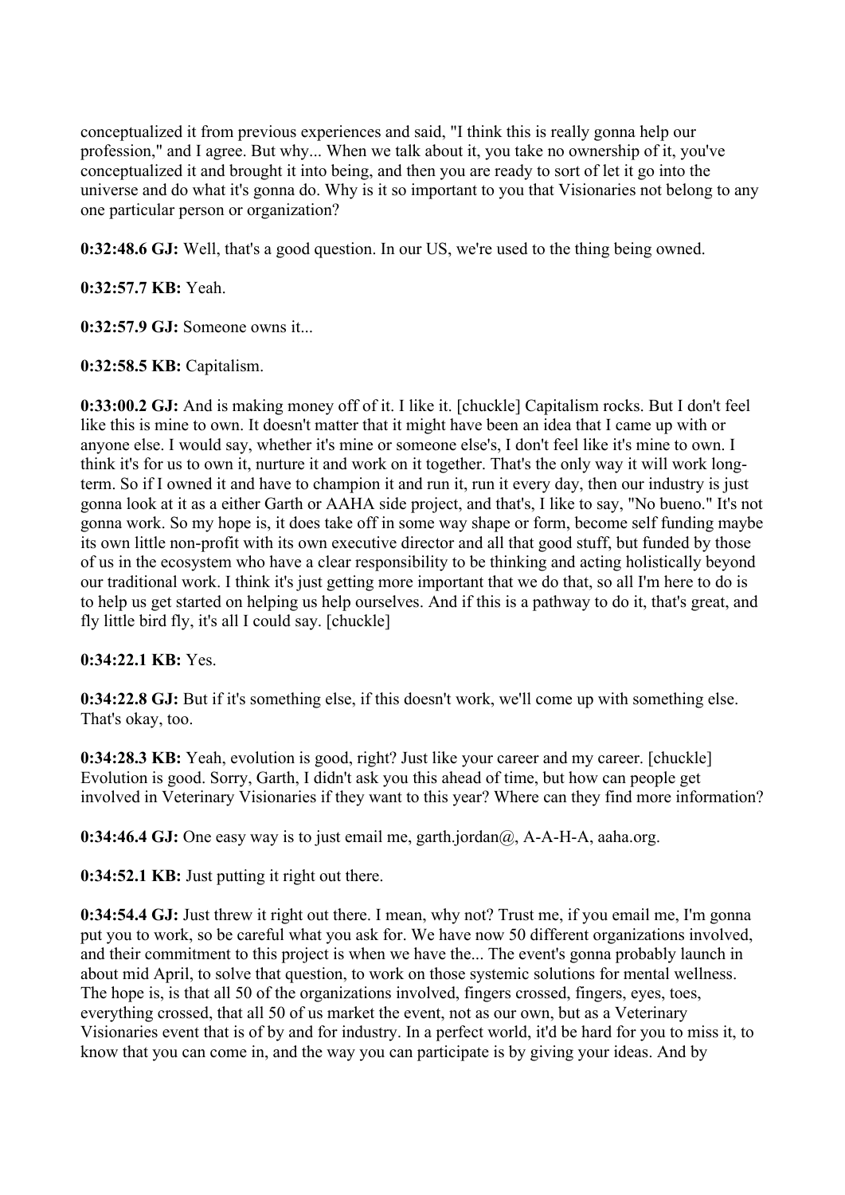conceptualized it from previous experiences and said, "I think this is really gonna help our profession," and I agree. But why... When we talk about it, you take no ownership of it, you've conceptualized it and brought it into being, and then you are ready to sort of let it go into the universe and do what it's gonna do. Why is it so important to you that Visionaries not belong to any one particular person or organization?

**0:32:48.6 GJ:** Well, that's a good question. In our US, we're used to the thing being owned.

**0:32:57.7 KB:** Yeah.

**0:32:57.9 GJ:** Someone owns it...

**0:32:58.5 KB:** Capitalism.

**0:33:00.2 GJ:** And is making money off of it. I like it. [chuckle] Capitalism rocks. But I don't feel like this is mine to own. It doesn't matter that it might have been an idea that I came up with or anyone else. I would say, whether it's mine or someone else's, I don't feel like it's mine to own. I think it's for us to own it, nurture it and work on it together. That's the only way it will work long-term. So if I owned it and have to champion it and run it, run it every day, then our industry is just gonna look at it as a either Garth or AAHA side project, and that's, I like to say, "No bueno." It's not gonna work. So my hope is, it does take off in some way shape or form, become self funding maybe its own little non-profit with its own executive director and all that good stuff, but funded by those of us in the ecosystem who have a clear responsibility to be thinking and acting holistically beyond our traditional work. I think it's just getting more important that we do that, so all I'm here to do is to help us get started on helping us help ourselves. And if this is a pathway to do it, that's great, and fly little bird fly, it's all I could say. [chuckle]

**0:34:22.1 KB:** Yes.

**0:34:22.8 GJ:** But if it's something else, if this doesn't work, we'll come up with something else. That's okay, too.

**0:34:28.3 KB:** Yeah, evolution is good, right? Just like your career and my career. [chuckle] Evolution is good. Sorry, Garth, I didn't ask you this ahead of time, but how can people get involved in Veterinary Visionaries if they want to this year? Where can they find more information?

**0:34:46.4 GJ:** One easy way is to just email me, garth.jordan@, A-A-H-A, aaha.org.

**0:34:52.1 KB:** Just putting it right out there.

**0:34:54.4 GJ:** Just threw it right out there. I mean, why not? Trust me, if you email me, I'm gonna put you to work, so be careful what you ask for. We have now 50 different organizations involved, and their commitment to this project is when we have the... The event's gonna probably launch in about mid April, to solve that question, to work on those systemic solutions for mental wellness. The hope is, is that all 50 of the organizations involved, fingers crossed, fingers, eyes, toes, everything crossed, that all 50 of us market the event, not as our own, but as a Veterinary Visionaries event that is of by and for industry. In a perfect world, it'd be hard for you to miss it, to know that you can come in, and the way you can participate is by giving your ideas. And by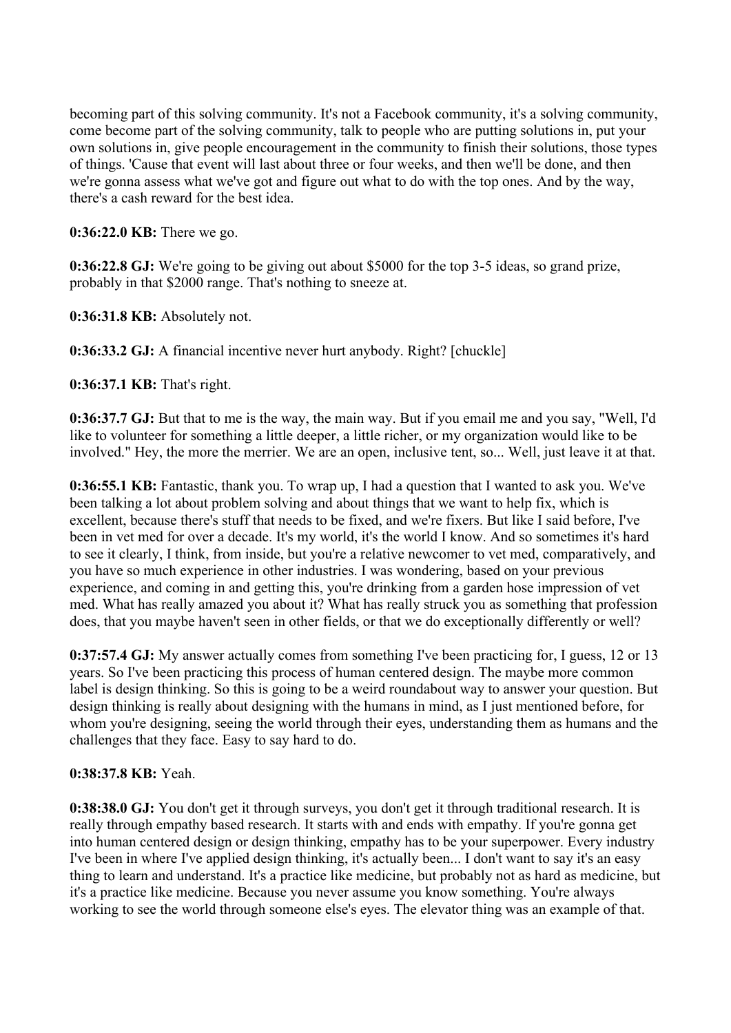becoming part of this solving community. It's not a Facebook community, it's a solving community, come become part of the solving community, talk to people who are putting solutions in, put your own solutions in, give people encouragement in the community to finish their solutions, those types of things. 'Cause that event will last about three or four weeks, and then we'll be done, and then we're gonna assess what we've got and figure out what to do with the top ones. And by the way, there's a cash reward for the best idea.

**0:36:22.0 KB:** There we go.

**0:36:22.8 GJ:** We're going to be giving out about $5000 for the top 3-5 ideas, so grand prize, probably in that $2000 range. That's nothing to sneeze at.

**0:36:31.8 KB:** Absolutely not.

**0:36:33.2 GJ:** A financial incentive never hurt anybody. Right? [chuckle]

**0:36:37.1 KB:** That's right.

**0:36:37.7 GJ:** But that to me is the way, the main way. But if you email me and you say, "Well, I'd like to volunteer for something a little deeper, a little richer, or my organization would like to be involved." Hey, the more the merrier. We are an open, inclusive tent, so... Well, just leave it at that.

**0:36:55.1 KB:** Fantastic, thank you. To wrap up, I had a question that I wanted to ask you. We've been talking a lot about problem solving and about things that we want to help fix, which is excellent, because there's stuff that needs to be fixed, and we're fixers. But like I said before, I've been in vet med for over a decade. It's my world, it's the world I know. And so sometimes it's hard to see it clearly, I think, from inside, but you're a relative newcomer to vet med, comparatively, and you have so much experience in other industries. I was wondering, based on your previous experience, and coming in and getting this, you're drinking from a garden hose impression of vet med. What has really amazed you about it? What has really struck you as something that profession does, that you maybe haven't seen in other fields, or that we do exceptionally differently or well?

**0:37:57.4 GJ:** My answer actually comes from something I've been practicing for, I guess, 12 or 13 years. So I've been practicing this process of human centered design. The maybe more common label is design thinking. So this is going to be a weird roundabout way to answer your question. But design thinking is really about designing with the humans in mind, as I just mentioned before, for whom you're designing, seeing the world through their eyes, understanding them as humans and the challenges that they face. Easy to say hard to do.

**0:38:37.8 KB:** Yeah.

**0:38:38.0 GJ:** You don't get it through surveys, you don't get it through traditional research. It is really through empathy based research. It starts with and ends with empathy. If you're gonna get into human centered design or design thinking, empathy has to be your superpower. Every industry I've been in where I've applied design thinking, it's actually been... I don't want to say it's an easy thing to learn and understand. It's a practice like medicine, but probably not as hard as medicine, but it's a practice like medicine. Because you never assume you know something. You're always working to see the world through someone else's eyes. The elevator thing was an example of that.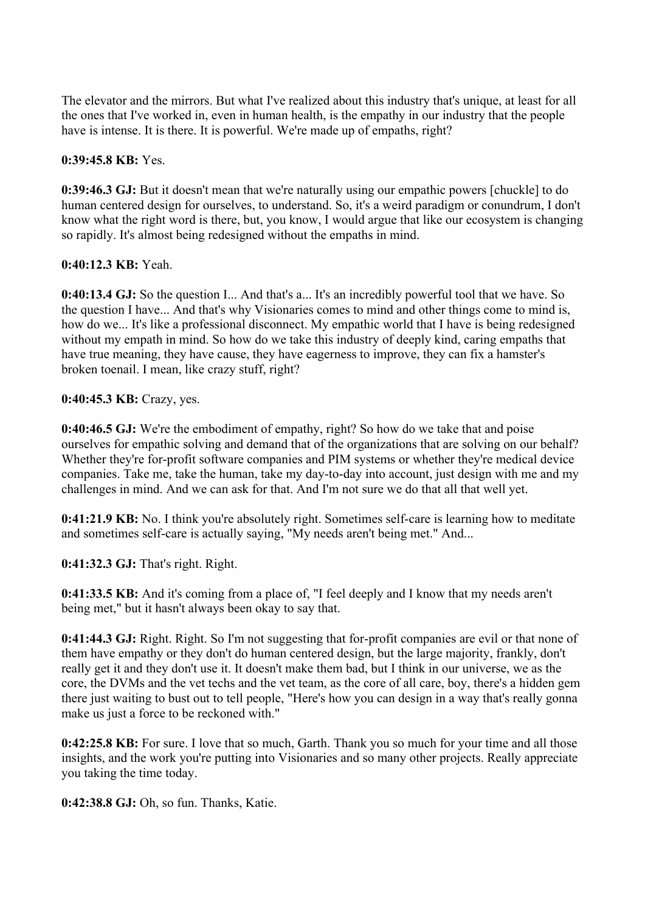The elevator and the mirrors. But what I've realized about this industry that's unique, at least for all the ones that I've worked in, even in human health, is the empathy in our industry that the people have is intense. It is there. It is powerful. We're made up of empaths, right?

**0:39:45.8 KB:** Yes.

**0:39:46.3 GJ:** But it doesn't mean that we're naturally using our empathic powers [chuckle] to do human centered design for ourselves, to understand. So, it's a weird paradigm or conundrum, I don't know what the right word is there, but, you know, I would argue that like our ecosystem is changing so rapidly. It's almost being redesigned without the empaths in mind.

**0:40:12.3 KB:** Yeah.

**0:40:13.4 GJ:** So the question I... And that's a... It's an incredibly powerful tool that we have. So the question I have... And that's why Visionaries comes to mind and other things come to mind is, how do we... It's like a professional disconnect. My empathic world that I have is being redesigned without my empath in mind. So how do we take this industry of deeply kind, caring empaths that have true meaning, they have cause, they have eagerness to improve, they can fix a hamster's broken toenail. I mean, like crazy stuff, right?

**0:40:45.3 KB:** Crazy, yes.

**0:40:46.5 GJ:** We're the embodiment of empathy, right? So how do we take that and poise ourselves for empathic solving and demand that of the organizations that are solving on our behalf? Whether they're for-profit software companies and PIM systems or whether they're medical device companies. Take me, take the human, take my day-to-day into account, just design with me and my challenges in mind. And we can ask for that. And I'm not sure we do that all that well yet.

**0:41:21.9 KB:** No. I think you're absolutely right. Sometimes self-care is learning how to meditate and sometimes self-care is actually saying, "My needs aren't being met." And...

**0:41:32.3 GJ:** That's right. Right.

**0:41:33.5 KB:** And it's coming from a place of, "I feel deeply and I know that my needs aren't being met," but it hasn't always been okay to say that.

**0:41:44.3 GJ:** Right. Right. So I'm not suggesting that for-profit companies are evil or that none of them have empathy or they don't do human centered design, but the large majority, frankly, don't really get it and they don't use it. It doesn't make them bad, but I think in our universe, we as the core, the DVMs and the vet techs and the vet team, as the core of all care, boy, there's a hidden gem there just waiting to bust out to tell people, "Here's how you can design in a way that's really gonna make us just a force to be reckoned with."

**0:42:25.8 KB:** For sure. I love that so much, Garth. Thank you so much for your time and all those insights, and the work you're putting into Visionaries and so many other projects. Really appreciate you taking the time today.

**0:42:38.8 GJ:** Oh, so fun. Thanks, Katie.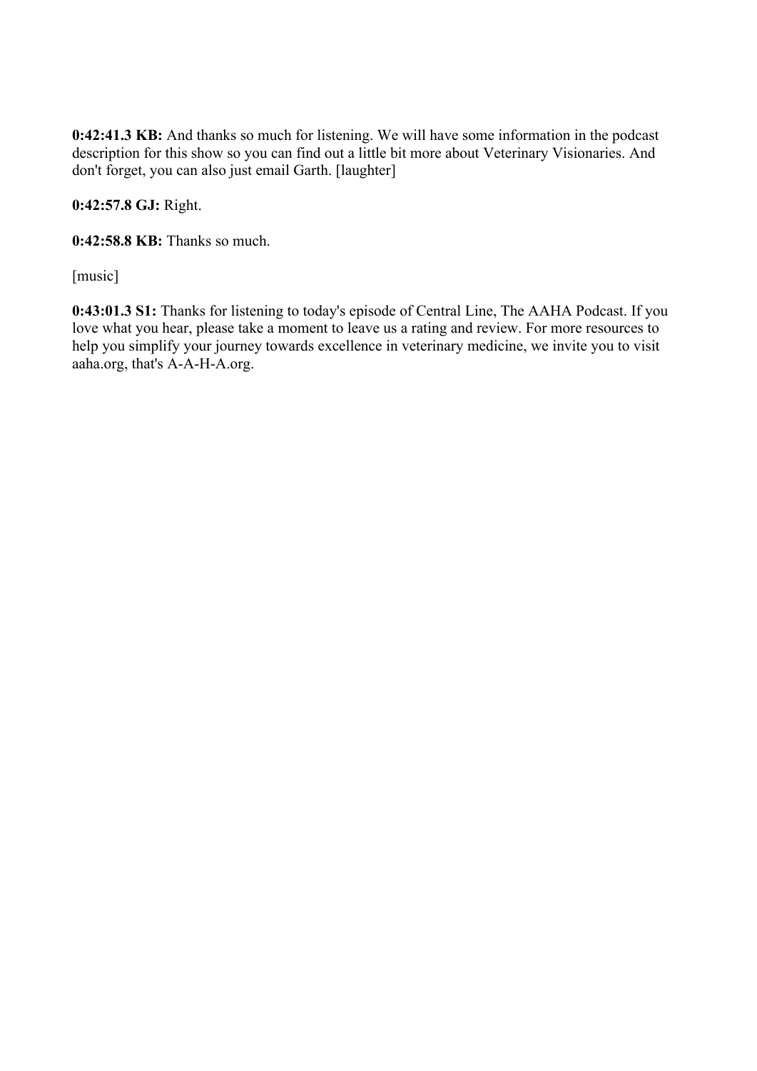**0:42:41.3 KB:** And thanks so much for listening. We will have some information in the podcast description for this show so you can find out a little bit more about Veterinary Visionaries. And don't forget, you can also just email Garth. [laughter]

**0:42:57.8 GJ:** Right.

**0:42:58.8 KB:** Thanks so much.

[music]

**0:43:01.3 S1:** Thanks for listening to today's episode of Central Line, The AAHA Podcast. If you love what you hear, please take a moment to leave us a rating and review. For more resources to help you simplify your journey towards excellence in veterinary medicine, we invite you to visit aaha.org, that's A-A-H-A.org.